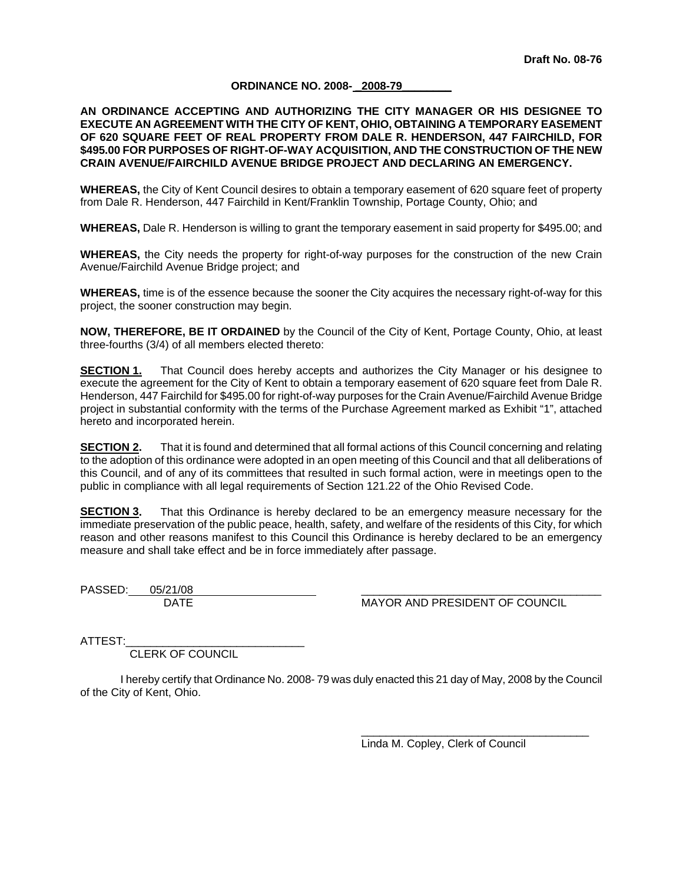**Draft No. 08-76**

**ORDINANCE NO. 2008- 2008-79**

**AN ORDINANCE ACCEPTING AND AUTHORIZING THE CITY MANAGER OR HIS DESIGNEE TO EXECUTE AN AGREEMENT WITH THE CITY OF KENT, OHIO, OBTAINING A TEMPORARY EASEMENT OF 620 SQUARE FEET OF REAL PROPERTY FROM DALE R. HENDERSON, 447 FAIRCHILD, FOR $495.00 FOR PURPOSES OF RIGHT-OF-WAY ACQUISITION, AND THE CONSTRUCTION OF THE NEW CRAIN AVENUE/FAIRCHILD AVENUE BRIDGE PROJECT AND DECLARING AN EMERGENCY.**

**WHEREAS,** the City of Kent Council desires to obtain a temporary easement of 620 square feet of property from Dale R. Henderson, 447 Fairchild in Kent/Franklin Township, Portage County, Ohio; and

**WHEREAS,** Dale R. Henderson is willing to grant the temporary easement in said property for $495.00; and

**WHEREAS,** the City needs the property for right-of-way purposes for the construction of the new Crain Avenue/Fairchild Avenue Bridge project; and

**WHEREAS,** time is of the essence because the sooner the City acquires the necessary right-of-way for this project, the sooner construction may begin.

**NOW, THEREFORE, BE IT ORDAINED** by the Council of the City of Kent, Portage County, Ohio, at least three-fourths (3/4) of all members elected thereto:

**SECTION 1.** That Council does hereby accepts and authorizes the City Manager or his designee to execute the agreement for the City of Kent to obtain a temporary easement of 620 square feet from Dale R. Henderson, 447 Fairchild for $495.00 for right-of-way purposes for the Crain Avenue/Fairchild Avenue Bridge project in substantial conformity with the terms of the Purchase Agreement marked as Exhibit "1", attached hereto and incorporated herein.

**SECTION 2.** That it is found and determined that all formal actions of this Council concerning and relating to the adoption of this ordinance were adopted in an open meeting of this Council and that all deliberations of this Council, and of any of its committees that resulted in such formal action, were in meetings open to the public in compliance with all legal requirements of Section 121.22 of the Ohio Revised Code.

**SECTION 3.** That this Ordinance is hereby declared to be an emergency measure necessary for the immediate preservation of the public peace, health, safety, and welfare of the residents of this City, for which reason and other reasons manifest to this Council this Ordinance is hereby declared to be an emergency measure and shall take effect and be in force immediately after passage.

PASSED: 05/21/08
DATE

MAYOR AND PRESIDENT OF COUNCIL

ATTEST:
CLERK OF COUNCIL

I hereby certify that Ordinance No. 2008- 79 was duly enacted this 21 day of May, 2008 by the Council of the City of Kent, Ohio.

Linda M. Copley, Clerk of Council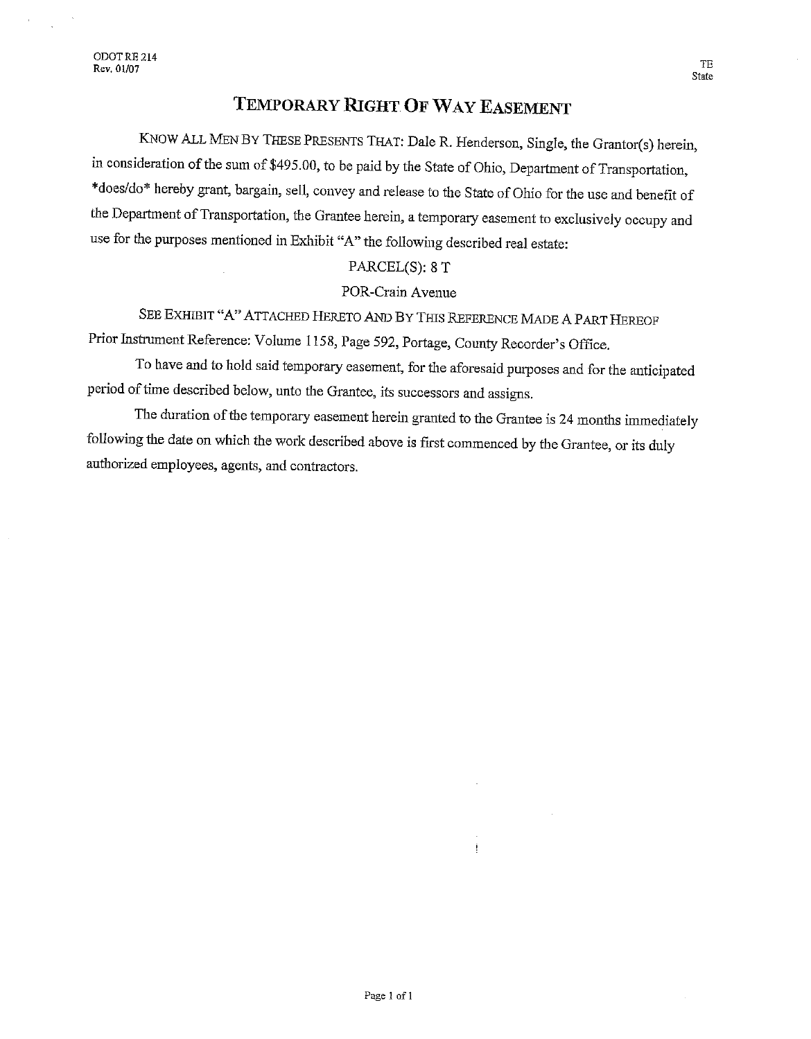ODOT RE 214
Rev. 01/07

TE
State

# Temporary Right Of Way Easement

KNOW ALL MEN BY THESE PRESENTS THAT: Dale R. Henderson, Single, the Grantor(s) herein, in consideration of the sum of $495.00, to be paid by the State of Ohio, Department of Transportation, *does/do* hereby grant, bargain, sell, convey and release to the State of Ohio for the use and benefit of the Department of Transportation, the Grantee herein, a temporary easement to exclusively occupy and use for the purposes mentioned in Exhibit "A" the following described real estate:

PARCEL(S): 8 T

POR-Crain Avenue

SEE EXHIBIT "A" ATTACHED HERETO AND BY THIS REFERENCE MADE A PART HEREOF

Prior Instrument Reference: Volume 1158, Page 592, Portage, County Recorder's Office.

To have and to hold said temporary easement, for the aforesaid purposes and for the anticipated period of time described below, unto the Grantee, its successors and assigns.

The duration of the temporary easement herein granted to the Grantee is 24 months immediately following the date on which the work described above is first commenced by the Grantee, or its duly authorized employees, agents, and contractors.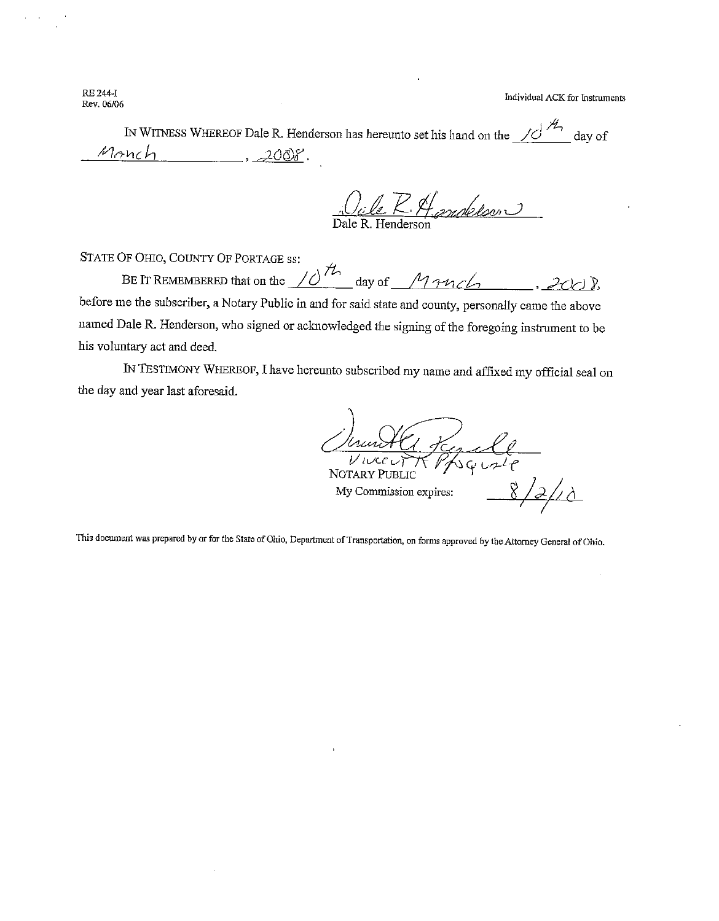RE 244-I
Rev. 06/06

Individual ACK for Instruments

IN WITNESS WHEREOF Dale R. Henderson has hereunto set his hand on the 10th day of March, 2008.

Dale R. Henderson

Dale R. Henderson

STATE OF OHIO, COUNTY OF PORTAGE ss:

BE IT REMEMBERED that on the 10th day of March, 2008, before me the subscriber, a Notary Public in and for said state and county, personally came the above named Dale R. Henderson, who signed or acknowledged the signing of the foregoing instrument to be his voluntary act and deed.

IN TESTIMONY WHEREOF, I have hereunto subscribed my name and affixed my official seal on the day and year last aforesaid.

Vincent R Pasquale

NOTARY PUBLIC

My Commission expires: 8/2/10

This document was prepared by or for the State of Ohio, Department of Transportation, on forms approved by the Attorney General of Ohio.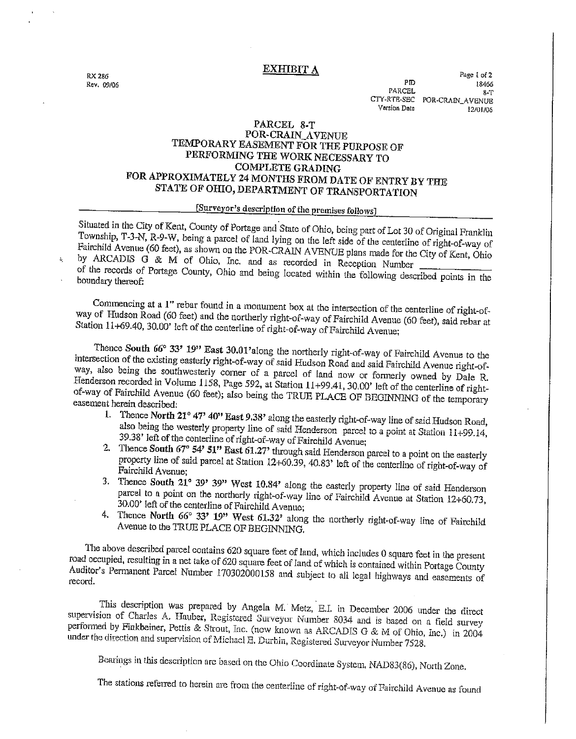RX 286
Rev. 09/06

# EXHIBIT A

| | |
|---|---|
| PID | 18466 |
| PARCEL | 8-T |
| CTY-RTE-SEC | POR-CRAIN_AVENUE |
| Version Date | 12/01/06 |

## PARCEL 8-T
## POR-CRAIN_AVENUE
## TEMPORARY EASEMENT FOR THE PURPOSE OF PERFORMING THE WORK NECESSARY TO COMPLETE GRADING FOR APPROXIMATELY 24 MONTHS FROM DATE OF ENTRY BY THE STATE OF OHIO, DEPARTMENT OF TRANSPORTATION

[Surveyor's description of the premises follows]

Situated in the City of Kent, County of Portage and State of Ohio, being part of Lot 30 of Original Franklin Township, T-3-N, R-9-W, being a parcel of land lying on the left side of the centerline of right-of-way of Fairchild Avenue (60 feet), as shown on the POR-CRAIN AVENUE plans made for the City of Kent, Ohio by ARCADIS G & M of Ohio, Inc. and as recorded in Reception Number \_\_\_\_\_\_\_\_\_\_ of the records of Portage County, Ohio and being located within the following described points in the boundary thereof:

Commencing at a 1" rebar found in a monument box at the intersection of the centerline of right-of-way of Hudson Road (60 feet) and the northerly right-of-way of Fairchild Avenue (60 feet), said rebar at Station 11+69.40, 30.00' left of the centerline of right-of-way of Fairchild Avenue;

Thence **South 66° 33' 19" East 30.01'** along the northerly right-of-way of Fairchild Avenue to the intersection of the existing easterly right-of-way of said Hudson Road and said Fairchild Avenue right-of-way, also being the southwesterly corner of a parcel of land now or formerly owned by Dale R. Henderson recorded in Volume 1158, Page 592, at Station 11+99.41, 30.00' left of the centerline of right-of-way of Fairchild Avenue (60 feet); also being the TRUE PLACE OF BEGINNING of the temporary easement herein described:

1. Thence **North 21° 47' 40" East 9.38'** along the easterly right-of-way line of said Hudson Road, also being the westerly property line of said Henderson parcel to a point at Station 11+99.14, 39.38' left of the centerline of right-of-way of Fairchild Avenue;
2. Thence **South 67° 54' 51" East 61.27'** through said Henderson parcel to a point on the easterly property line of said parcel at Station 12+60.39, 40.83' left of the centerline of right-of-way of Fairchild Avenue;
3. Thence **South 21° 39' 39" West 10.84'** along the easterly property line of said Henderson parcel to a point on the northerly right-of-way line of Fairchild Avenue at Station 12+60.73, 30.00' left of the centerline of Fairchild Avenue;
4. Thence **North 66° 33' 19" West 61.32'** along the northerly right-of-way line of Fairchild Avenue to the TRUE PLACE OF BEGINNING.

The above described parcel contains 620 square feet of land, which includes 0 square feet in the present road occupied, resulting in a net take of 620 square feet of land of which is contained within Portage County Auditor's Permanent Parcel Number 170302000158 and subject to all legal highways and easements of record.

This description was prepared by Angela M. Metz, E.I. in December 2006 under the direct supervision of Charles A. Hauber, Registered Surveyor Number 8034 and is based on a field survey performed by Finkbeiner, Pettis & Strout, Inc. (now known as ARCADIS G & M of Ohio, Inc.) in 2004 under the direction and supervision of Michael E. Durbin, Registered Surveyor Number 7528.

Bearings in this description are based on the Ohio Coordinate System, NAD83(86), North Zone.

The stations referred to herein are from the centerline of right-of-way of Fairchild Avenue as found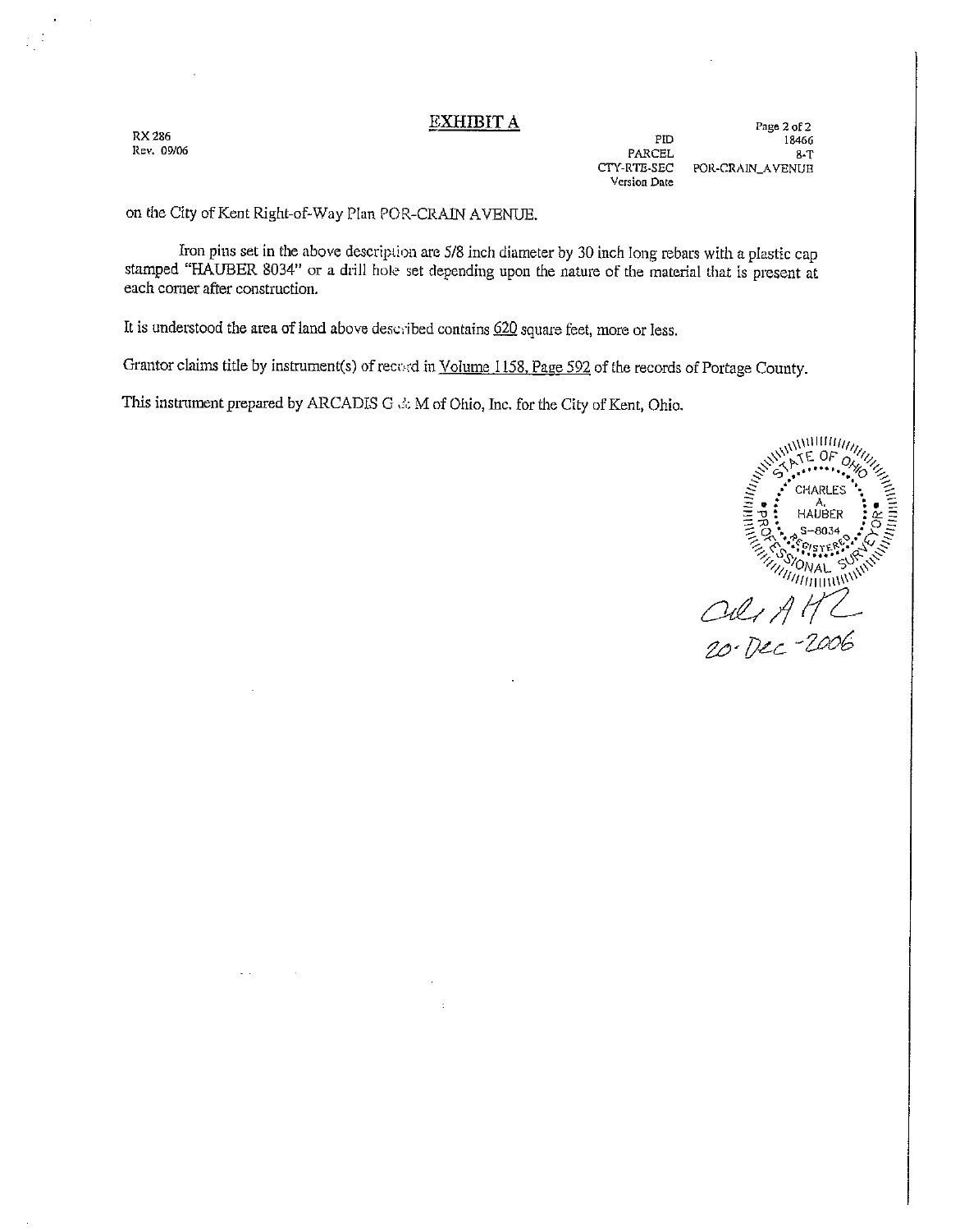# EXHIBIT A

RX 286
Rev. 09/06

| | |
|---|---|
| PID | 18466 |
| PARCEL | 8-T |
| CTY-RTE-SEC | POR-CRAIN_AVENUE |
| Version Date | |

on the City of Kent Right-of-Way Plan POR-CRAIN AVENUE.

Iron pins set in the above description are 5/8 inch diameter by 30 inch long rebars with a plastic cap stamped "HAUBER 8034" or a drill hole set depending upon the nature of the material that is present at each corner after construction.

It is understood the area of land above described contains 620 square feet, more or less.

Grantor claims title by instrument(s) of record in Volume 1158, Page 592 of the records of Portage County.

This instrument prepared by ARCADIS G & M of Ohio, Inc. for the City of Kent, Ohio.

STATE OF OHIO
CHARLES A. HAUBER
S-8034
REGISTERED
PROFESSIONAL SURVEYOR

20-Dec-2006